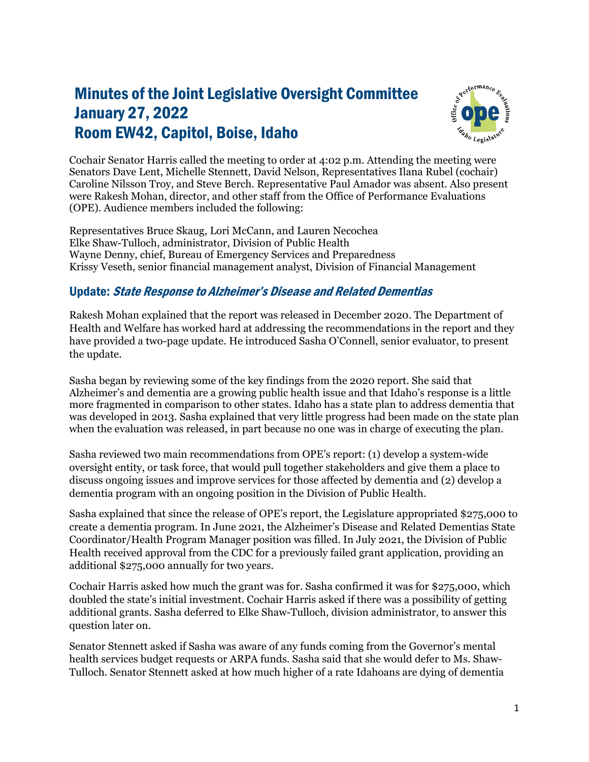# Minutes of the Joint Legislative Oversight Committee
# January 27, 2022
# Room EW42, Capitol, Boise, Idaho

Cochair Senator Harris called the meeting to order at 4:02 p.m. Attending the meeting were Senators Dave Lent, Michelle Stennett, David Nelson, Representatives Ilana Rubel (cochair) Caroline Nilsson Troy, and Steve Berch. Representative Paul Amador was absent. Also present were Rakesh Mohan, director, and other staff from the Office of Performance Evaluations (OPE). Audience members included the following:

Representatives Bruce Skaug, Lori McCann, and Lauren Necochea
Elke Shaw-Tulloch, administrator, Division of Public Health
Wayne Denny, chief, Bureau of Emergency Services and Preparedness
Krissy Veseth, senior financial management analyst, Division of Financial Management

## Update: *State Response to Alzheimer's Disease and Related Dementias*

Rakesh Mohan explained that the report was released in December 2020. The Department of Health and Welfare has worked hard at addressing the recommendations in the report and they have provided a two-page update. He introduced Sasha O'Connell, senior evaluator, to present the update.

Sasha began by reviewing some of the key findings from the 2020 report. She said that Alzheimer's and dementia are a growing public health issue and that Idaho's response is a little more fragmented in comparison to other states. Idaho has a state plan to address dementia that was developed in 2013. Sasha explained that very little progress had been made on the state plan when the evaluation was released, in part because no one was in charge of executing the plan.

Sasha reviewed two main recommendations from OPE's report: (1) develop a system-wide oversight entity, or task force, that would pull together stakeholders and give them a place to discuss ongoing issues and improve services for those affected by dementia and (2) develop a dementia program with an ongoing position in the Division of Public Health.

Sasha explained that since the release of OPE's report, the Legislature appropriated $275,000 to create a dementia program. In June 2021, the Alzheimer's Disease and Related Dementias State Coordinator/Health Program Manager position was filled. In July 2021, the Division of Public Health received approval from the CDC for a previously failed grant application, providing an additional $275,000 annually for two years.

Cochair Harris asked how much the grant was for. Sasha confirmed it was for $275,000, which doubled the state's initial investment. Cochair Harris asked if there was a possibility of getting additional grants. Sasha deferred to Elke Shaw-Tulloch, division administrator, to answer this question later on.

Senator Stennett asked if Sasha was aware of any funds coming from the Governor's mental health services budget requests or ARPA funds. Sasha said that she would defer to Ms. Shaw-Tulloch. Senator Stennett asked at how much higher of a rate Idahoans are dying of dementia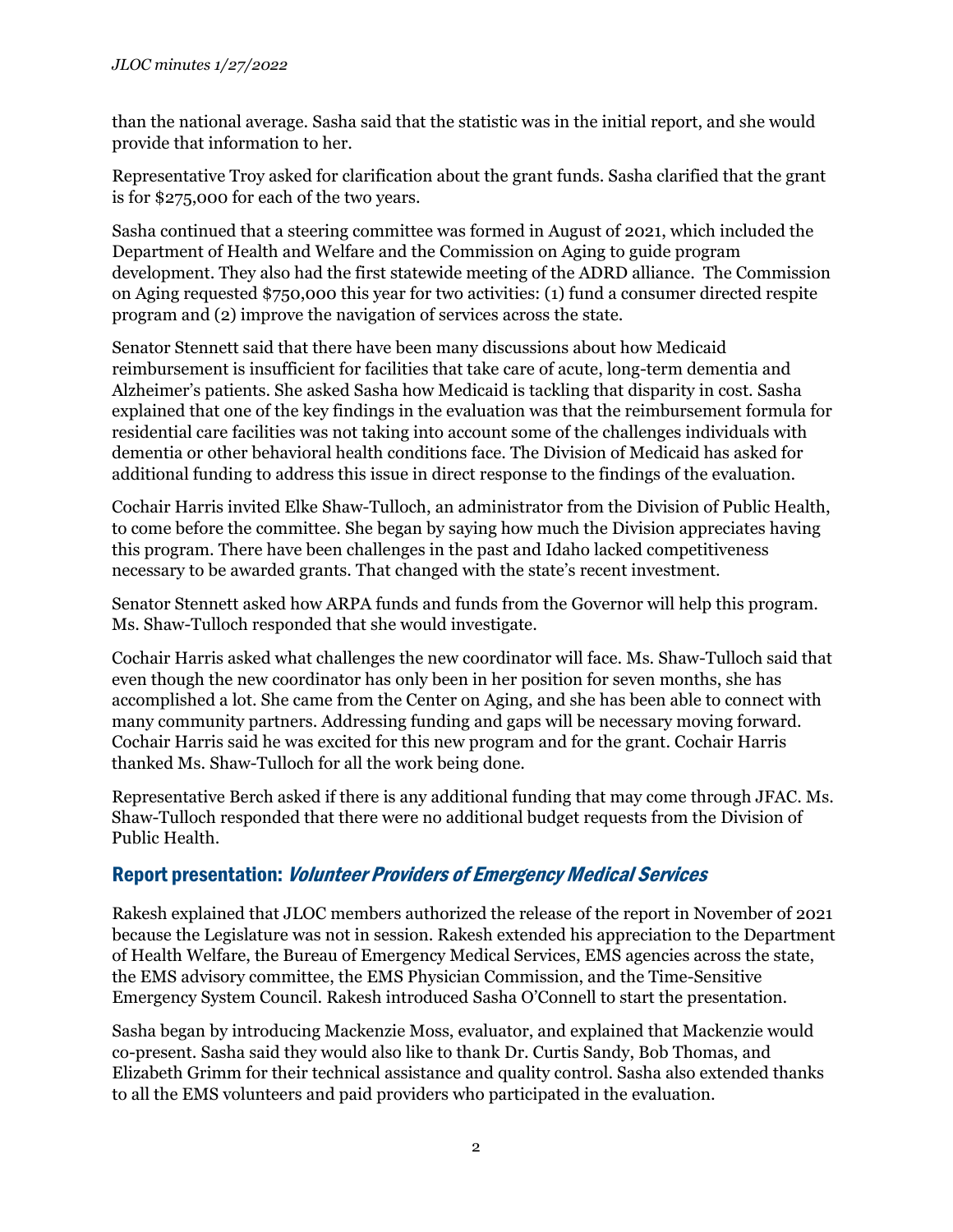than the national average. Sasha said that the statistic was in the initial report, and she would provide that information to her.

Representative Troy asked for clarification about the grant funds. Sasha clarified that the grant is for $275,000 for each of the two years.

Sasha continued that a steering committee was formed in August of 2021, which included the Department of Health and Welfare and the Commission on Aging to guide program development. They also had the first statewide meeting of the ADRD alliance. The Commission on Aging requested $750,000 this year for two activities: (1) fund a consumer directed respite program and (2) improve the navigation of services across the state.

Senator Stennett said that there have been many discussions about how Medicaid reimbursement is insufficient for facilities that take care of acute, long-term dementia and Alzheimer's patients. She asked Sasha how Medicaid is tackling that disparity in cost. Sasha explained that one of the key findings in the evaluation was that the reimbursement formula for residential care facilities was not taking into account some of the challenges individuals with dementia or other behavioral health conditions face. The Division of Medicaid has asked for additional funding to address this issue in direct response to the findings of the evaluation.

Cochair Harris invited Elke Shaw-Tulloch, an administrator from the Division of Public Health, to come before the committee. She began by saying how much the Division appreciates having this program. There have been challenges in the past and Idaho lacked competitiveness necessary to be awarded grants. That changed with the state's recent investment.

Senator Stennett asked how ARPA funds and funds from the Governor will help this program. Ms. Shaw-Tulloch responded that she would investigate.

Cochair Harris asked what challenges the new coordinator will face. Ms. Shaw-Tulloch said that even though the new coordinator has only been in her position for seven months, she has accomplished a lot. She came from the Center on Aging, and she has been able to connect with many community partners. Addressing funding and gaps will be necessary moving forward. Cochair Harris said he was excited for this new program and for the grant. Cochair Harris thanked Ms. Shaw-Tulloch for all the work being done.

Representative Berch asked if there is any additional funding that may come through JFAC. Ms. Shaw-Tulloch responded that there were no additional budget requests from the Division of Public Health.

## Report presentation: *Volunteer Providers of Emergency Medical Services*

Rakesh explained that JLOC members authorized the release of the report in November of 2021 because the Legislature was not in session. Rakesh extended his appreciation to the Department of Health Welfare, the Bureau of Emergency Medical Services, EMS agencies across the state, the EMS advisory committee, the EMS Physician Commission, and the Time-Sensitive Emergency System Council. Rakesh introduced Sasha O'Connell to start the presentation.

Sasha began by introducing Mackenzie Moss, evaluator, and explained that Mackenzie would co-present. Sasha said they would also like to thank Dr. Curtis Sandy, Bob Thomas, and Elizabeth Grimm for their technical assistance and quality control. Sasha also extended thanks to all the EMS volunteers and paid providers who participated in the evaluation.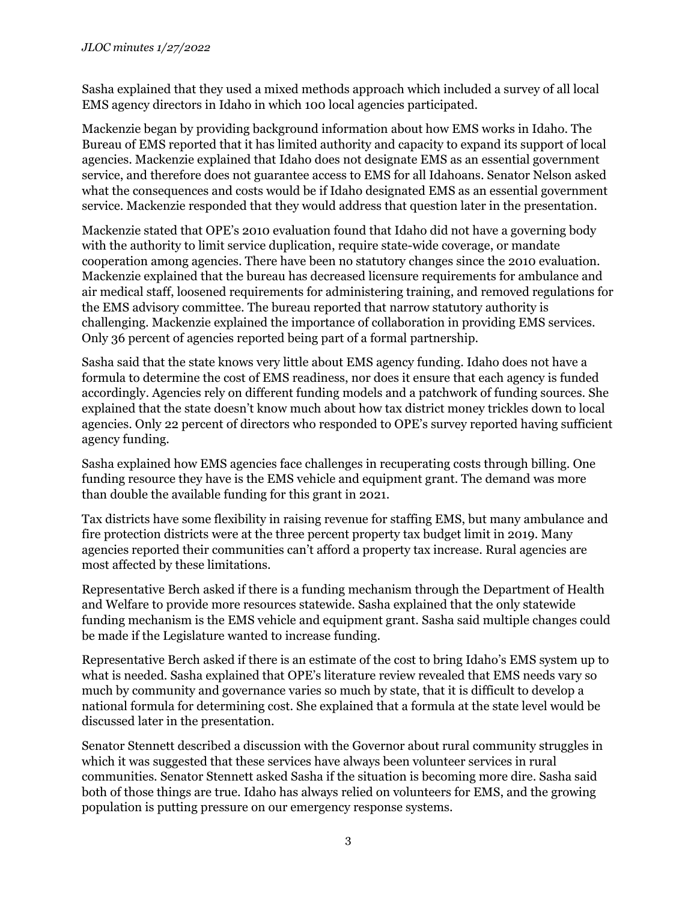Sasha explained that they used a mixed methods approach which included a survey of all local EMS agency directors in Idaho in which 100 local agencies participated.

Mackenzie began by providing background information about how EMS works in Idaho. The Bureau of EMS reported that it has limited authority and capacity to expand its support of local agencies. Mackenzie explained that Idaho does not designate EMS as an essential government service, and therefore does not guarantee access to EMS for all Idahoans. Senator Nelson asked what the consequences and costs would be if Idaho designated EMS as an essential government service. Mackenzie responded that they would address that question later in the presentation.

Mackenzie stated that OPE's 2010 evaluation found that Idaho did not have a governing body with the authority to limit service duplication, require state-wide coverage, or mandate cooperation among agencies. There have been no statutory changes since the 2010 evaluation. Mackenzie explained that the bureau has decreased licensure requirements for ambulance and air medical staff, loosened requirements for administering training, and removed regulations for the EMS advisory committee. The bureau reported that narrow statutory authority is challenging. Mackenzie explained the importance of collaboration in providing EMS services. Only 36 percent of agencies reported being part of a formal partnership.

Sasha said that the state knows very little about EMS agency funding. Idaho does not have a formula to determine the cost of EMS readiness, nor does it ensure that each agency is funded accordingly. Agencies rely on different funding models and a patchwork of funding sources. She explained that the state doesn't know much about how tax district money trickles down to local agencies. Only 22 percent of directors who responded to OPE's survey reported having sufficient agency funding.

Sasha explained how EMS agencies face challenges in recuperating costs through billing. One funding resource they have is the EMS vehicle and equipment grant. The demand was more than double the available funding for this grant in 2021.

Tax districts have some flexibility in raising revenue for staffing EMS, but many ambulance and fire protection districts were at the three percent property tax budget limit in 2019. Many agencies reported their communities can't afford a property tax increase. Rural agencies are most affected by these limitations.

Representative Berch asked if there is a funding mechanism through the Department of Health and Welfare to provide more resources statewide. Sasha explained that the only statewide funding mechanism is the EMS vehicle and equipment grant. Sasha said multiple changes could be made if the Legislature wanted to increase funding.

Representative Berch asked if there is an estimate of the cost to bring Idaho's EMS system up to what is needed. Sasha explained that OPE's literature review revealed that EMS needs vary so much by community and governance varies so much by state, that it is difficult to develop a national formula for determining cost. She explained that a formula at the state level would be discussed later in the presentation.

Senator Stennett described a discussion with the Governor about rural community struggles in which it was suggested that these services have always been volunteer services in rural communities. Senator Stennett asked Sasha if the situation is becoming more dire. Sasha said both of those things are true. Idaho has always relied on volunteers for EMS, and the growing population is putting pressure on our emergency response systems.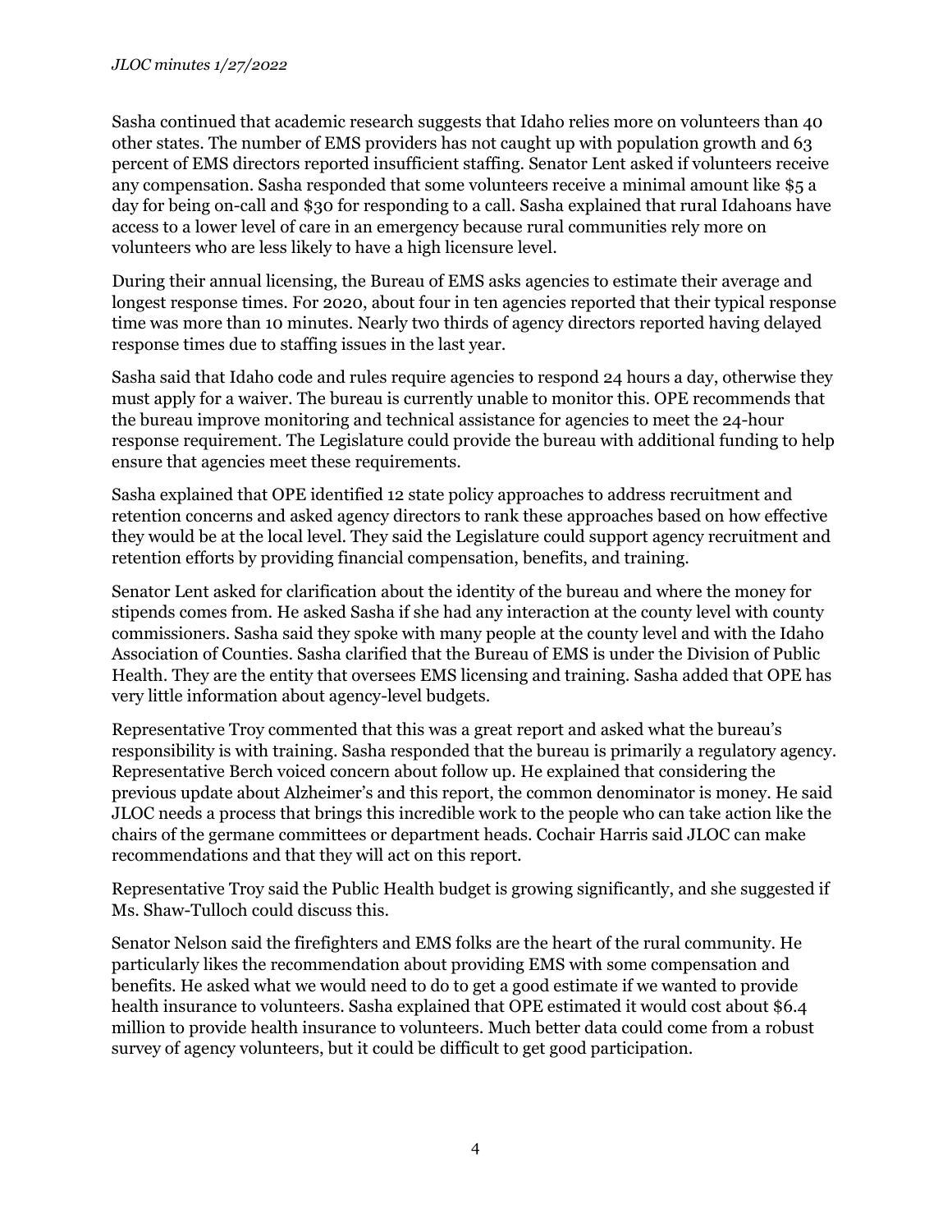Sasha continued that academic research suggests that Idaho relies more on volunteers than 40 other states. The number of EMS providers has not caught up with population growth and 63 percent of EMS directors reported insufficient staffing. Senator Lent asked if volunteers receive any compensation. Sasha responded that some volunteers receive a minimal amount like $5 a day for being on-call and $30 for responding to a call. Sasha explained that rural Idahoans have access to a lower level of care in an emergency because rural communities rely more on volunteers who are less likely to have a high licensure level.

During their annual licensing, the Bureau of EMS asks agencies to estimate their average and longest response times. For 2020, about four in ten agencies reported that their typical response time was more than 10 minutes. Nearly two thirds of agency directors reported having delayed response times due to staffing issues in the last year.

Sasha said that Idaho code and rules require agencies to respond 24 hours a day, otherwise they must apply for a waiver. The bureau is currently unable to monitor this. OPE recommends that the bureau improve monitoring and technical assistance for agencies to meet the 24-hour response requirement. The Legislature could provide the bureau with additional funding to help ensure that agencies meet these requirements.

Sasha explained that OPE identified 12 state policy approaches to address recruitment and retention concerns and asked agency directors to rank these approaches based on how effective they would be at the local level. They said the Legislature could support agency recruitment and retention efforts by providing financial compensation, benefits, and training.

Senator Lent asked for clarification about the identity of the bureau and where the money for stipends comes from. He asked Sasha if she had any interaction at the county level with county commissioners. Sasha said they spoke with many people at the county level and with the Idaho Association of Counties. Sasha clarified that the Bureau of EMS is under the Division of Public Health. They are the entity that oversees EMS licensing and training. Sasha added that OPE has very little information about agency-level budgets.

Representative Troy commented that this was a great report and asked what the bureau's responsibility is with training. Sasha responded that the bureau is primarily a regulatory agency. Representative Berch voiced concern about follow up. He explained that considering the previous update about Alzheimer's and this report, the common denominator is money. He said JLOC needs a process that brings this incredible work to the people who can take action like the chairs of the germane committees or department heads. Cochair Harris said JLOC can make recommendations and that they will act on this report.

Representative Troy said the Public Health budget is growing significantly, and she suggested if Ms. Shaw-Tulloch could discuss this.

Senator Nelson said the firefighters and EMS folks are the heart of the rural community. He particularly likes the recommendation about providing EMS with some compensation and benefits. He asked what we would need to do to get a good estimate if we wanted to provide health insurance to volunteers. Sasha explained that OPE estimated it would cost about $6.4 million to provide health insurance to volunteers. Much better data could come from a robust survey of agency volunteers, but it could be difficult to get good participation.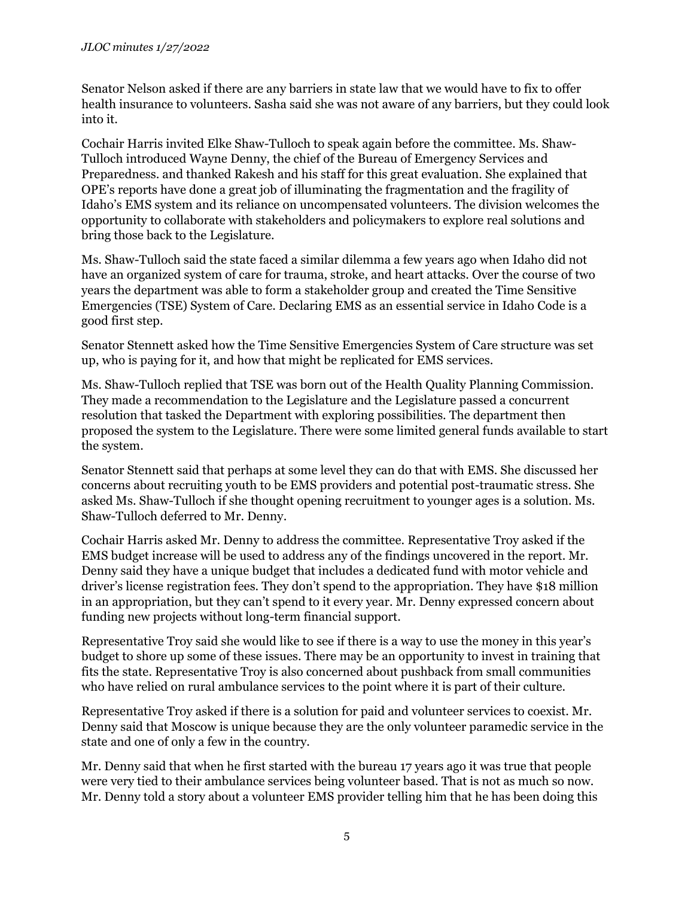Senator Nelson asked if there are any barriers in state law that we would have to fix to offer health insurance to volunteers. Sasha said she was not aware of any barriers, but they could look into it.

Cochair Harris invited Elke Shaw-Tulloch to speak again before the committee. Ms. Shaw-Tulloch introduced Wayne Denny, the chief of the Bureau of Emergency Services and Preparedness. and thanked Rakesh and his staff for this great evaluation. She explained that OPE's reports have done a great job of illuminating the fragmentation and the fragility of Idaho's EMS system and its reliance on uncompensated volunteers. The division welcomes the opportunity to collaborate with stakeholders and policymakers to explore real solutions and bring those back to the Legislature.

Ms. Shaw-Tulloch said the state faced a similar dilemma a few years ago when Idaho did not have an organized system of care for trauma, stroke, and heart attacks. Over the course of two years the department was able to form a stakeholder group and created the Time Sensitive Emergencies (TSE) System of Care. Declaring EMS as an essential service in Idaho Code is a good first step.

Senator Stennett asked how the Time Sensitive Emergencies System of Care structure was set up, who is paying for it, and how that might be replicated for EMS services.

Ms. Shaw-Tulloch replied that TSE was born out of the Health Quality Planning Commission. They made a recommendation to the Legislature and the Legislature passed a concurrent resolution that tasked the Department with exploring possibilities. The department then proposed the system to the Legislature. There were some limited general funds available to start the system.

Senator Stennett said that perhaps at some level they can do that with EMS. She discussed her concerns about recruiting youth to be EMS providers and potential post-traumatic stress. She asked Ms. Shaw-Tulloch if she thought opening recruitment to younger ages is a solution. Ms. Shaw-Tulloch deferred to Mr. Denny.

Cochair Harris asked Mr. Denny to address the committee. Representative Troy asked if the EMS budget increase will be used to address any of the findings uncovered in the report. Mr. Denny said they have a unique budget that includes a dedicated fund with motor vehicle and driver's license registration fees. They don't spend to the appropriation. They have $18 million in an appropriation, but they can't spend to it every year. Mr. Denny expressed concern about funding new projects without long-term financial support.

Representative Troy said she would like to see if there is a way to use the money in this year's budget to shore up some of these issues. There may be an opportunity to invest in training that fits the state. Representative Troy is also concerned about pushback from small communities who have relied on rural ambulance services to the point where it is part of their culture.

Representative Troy asked if there is a solution for paid and volunteer services to coexist. Mr. Denny said that Moscow is unique because they are the only volunteer paramedic service in the state and one of only a few in the country.

Mr. Denny said that when he first started with the bureau 17 years ago it was true that people were very tied to their ambulance services being volunteer based. That is not as much so now. Mr. Denny told a story about a volunteer EMS provider telling him that he has been doing this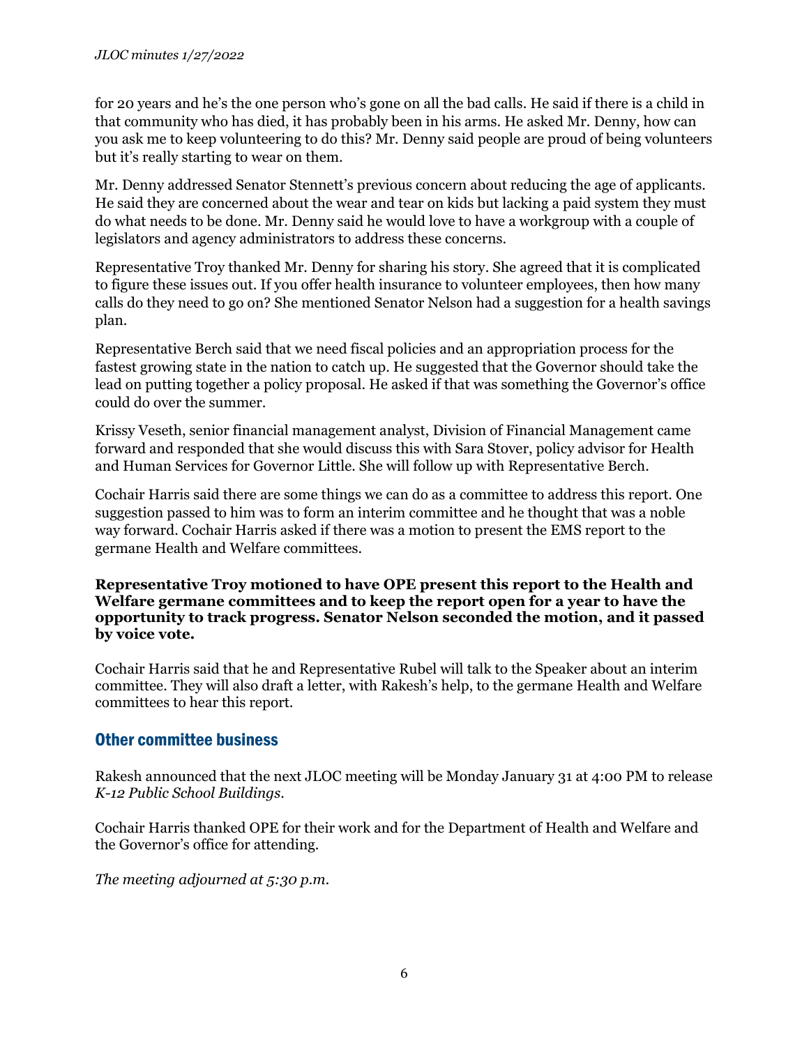for 20 years and he's the one person who's gone on all the bad calls. He said if there is a child in that community who has died, it has probably been in his arms. He asked Mr. Denny, how can you ask me to keep volunteering to do this? Mr. Denny said people are proud of being volunteers but it's really starting to wear on them.

Mr. Denny addressed Senator Stennett's previous concern about reducing the age of applicants. He said they are concerned about the wear and tear on kids but lacking a paid system they must do what needs to be done. Mr. Denny said he would love to have a workgroup with a couple of legislators and agency administrators to address these concerns.

Representative Troy thanked Mr. Denny for sharing his story. She agreed that it is complicated to figure these issues out. If you offer health insurance to volunteer employees, then how many calls do they need to go on? She mentioned Senator Nelson had a suggestion for a health savings plan.

Representative Berch said that we need fiscal policies and an appropriation process for the fastest growing state in the nation to catch up. He suggested that the Governor should take the lead on putting together a policy proposal. He asked if that was something the Governor's office could do over the summer.

Krissy Veseth, senior financial management analyst, Division of Financial Management came forward and responded that she would discuss this with Sara Stover, policy advisor for Health and Human Services for Governor Little. She will follow up with Representative Berch.

Cochair Harris said there are some things we can do as a committee to address this report. One suggestion passed to him was to form an interim committee and he thought that was a noble way forward. Cochair Harris asked if there was a motion to present the EMS report to the germane Health and Welfare committees.

**Representative Troy motioned to have OPE present this report to the Health and Welfare germane committees and to keep the report open for a year to have the opportunity to track progress. Senator Nelson seconded the motion, and it passed by voice vote.**

Cochair Harris said that he and Representative Rubel will talk to the Speaker about an interim committee. They will also draft a letter, with Rakesh's help, to the germane Health and Welfare committees to hear this report.

## Other committee business

Rakesh announced that the next JLOC meeting will be Monday January 31 at 4:00 PM to release *K-12 Public School Buildings*.

Cochair Harris thanked OPE for their work and for the Department of Health and Welfare and the Governor's office for attending.

*The meeting adjourned at 5:30 p.m.*